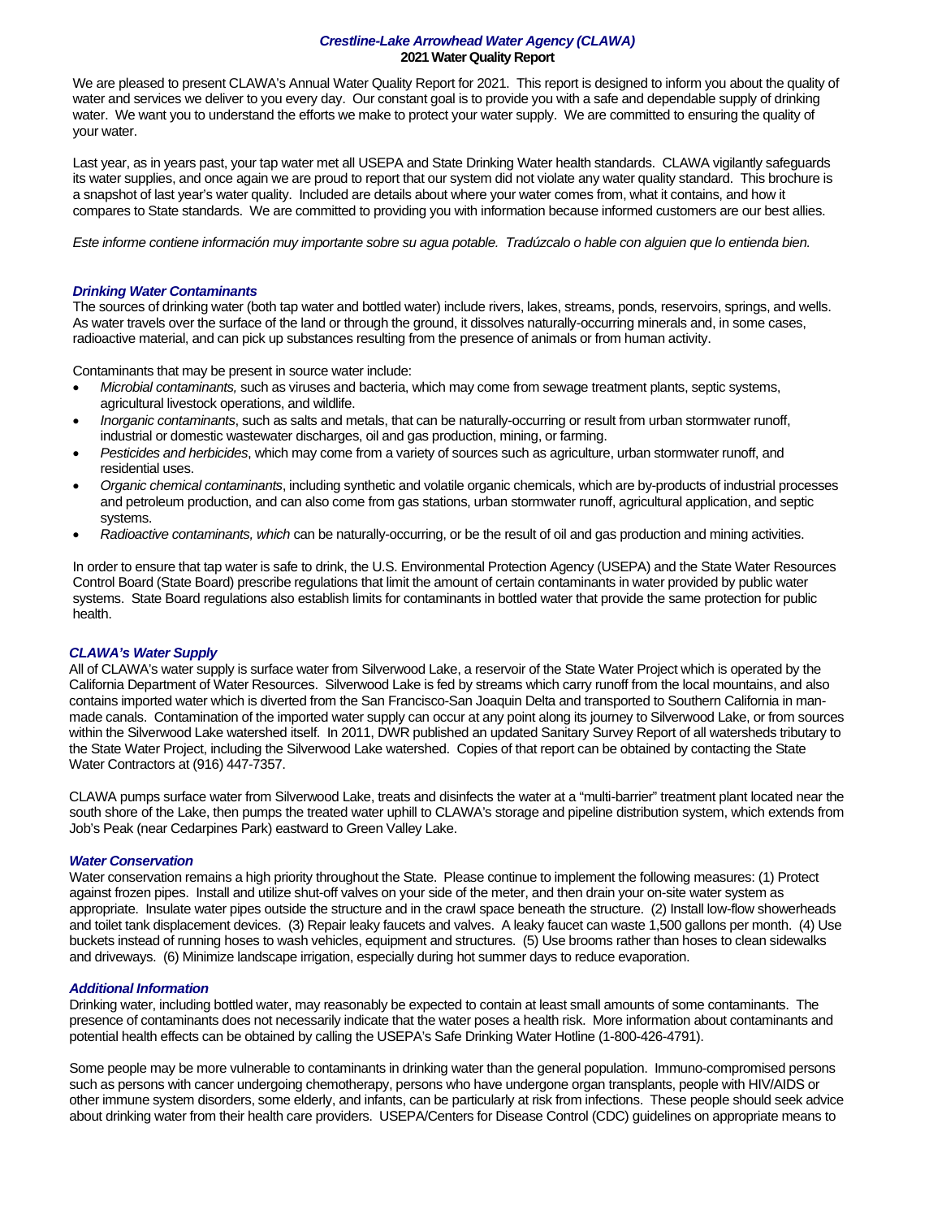# *Crestline-Lake Arrowhead Water Agency (CLAWA)*

**2021 Water Quality Report**

We are pleased to present CLAWA's Annual Water Quality Report for 2021. This report is designed to inform you about the quality of water and services we deliver to you every day. Our constant goal is to provide you with a safe and dependable supply of drinking water. We want you to understand the efforts we make to protect your water supply. We are committed to ensuring the quality of your water.

Last year, as in years past, your tap water met all USEPA and State Drinking Water health standards. CLAWA vigilantly safeguards its water supplies, and once again we are proud to report that our system did not violate any water quality standard. This brochure is a snapshot of last year's water quality. Included are details about where your water comes from, what it contains, and how it compares to State standards. We are committed to providing you with information because informed customers are our best allies.

*Este informe contiene información muy importante sobre su agua potable. Tradúzcalo o hable con alguien que lo entienda bien.*

### *Drinking Water Contaminants*

The sources of drinking water (both tap water and bottled water) include rivers, lakes, streams, ponds, reservoirs, springs, and wells. As water travels over the surface of the land or through the ground, it dissolves naturally-occurring minerals and, in some cases, radioactive material, and can pick up substances resulting from the presence of animals or from human activity.

Contaminants that may be present in source water include:

- *Microbial contaminants,* such as viruses and bacteria, which may come from sewage treatment plants, septic systems, agricultural livestock operations, and wildlife.
- *Inorganic contaminants*, such as salts and metals, that can be naturally-occurring or result from urban stormwater runoff, industrial or domestic wastewater discharges, oil and gas production, mining, or farming.
- *Pesticides and herbicides*, which may come from a variety of sources such as agriculture, urban stormwater runoff, and residential uses.
- *Organic chemical contaminants*, including synthetic and volatile organic chemicals, which are by-products of industrial processes and petroleum production, and can also come from gas stations, urban stormwater runoff, agricultural application, and septic systems.
- *Radioactive contaminants, which* can be naturally-occurring, or be the result of oil and gas production and mining activities.

In order to ensure that tap water is safe to drink, the U.S. Environmental Protection Agency (USEPA) and the State Water Resources Control Board (State Board) prescribe regulations that limit the amount of certain contaminants in water provided by public water systems. State Board regulations also establish limits for contaminants in bottled water that provide the same protection for public health.

### *CLAWA's Water Supply*

All of CLAWA's water supply is surface water from Silverwood Lake, a reservoir of the State Water Project which is operated by the California Department of Water Resources. Silverwood Lake is fed by streams which carry runoff from the local mountains, and also contains imported water which is diverted from the San Francisco-San Joaquin Delta and transported to Southern California in man-made canals. Contamination of the imported water supply can occur at any point along its journey to Silverwood Lake, or from sources within the Silverwood Lake watershed itself. In 2011, DWR published an updated Sanitary Survey Report of all watersheds tributary to the State Water Project, including the Silverwood Lake watershed. Copies of that report can be obtained by contacting the State Water Contractors at (916) 447-7357.

CLAWA pumps surface water from Silverwood Lake, treats and disinfects the water at a "multi-barrier" treatment plant located near the south shore of the Lake, then pumps the treated water uphill to CLAWA's storage and pipeline distribution system, which extends from Job's Peak (near Cedarpines Park) eastward to Green Valley Lake.

### *Water Conservation*

Water conservation remains a high priority throughout the State. Please continue to implement the following measures: (1) Protect against frozen pipes. Install and utilize shut-off valves on your side of the meter, and then drain your on-site water system as appropriate. Insulate water pipes outside the structure and in the crawl space beneath the structure. (2) Install low-flow showerheads and toilet tank displacement devices. (3) Repair leaky faucets and valves. A leaky faucet can waste 1,500 gallons per month. (4) Use buckets instead of running hoses to wash vehicles, equipment and structures. (5) Use brooms rather than hoses to clean sidewalks and driveways. (6) Minimize landscape irrigation, especially during hot summer days to reduce evaporation.

### *Additional Information*

Drinking water, including bottled water, may reasonably be expected to contain at least small amounts of some contaminants. The presence of contaminants does not necessarily indicate that the water poses a health risk. More information about contaminants and potential health effects can be obtained by calling the USEPA's Safe Drinking Water Hotline (1-800-426-4791).

Some people may be more vulnerable to contaminants in drinking water than the general population. Immuno-compromised persons such as persons with cancer undergoing chemotherapy, persons who have undergone organ transplants, people with HIV/AIDS or other immune system disorders, some elderly, and infants, can be particularly at risk from infections. These people should seek advice about drinking water from their health care providers. USEPA/Centers for Disease Control (CDC) guidelines on appropriate means to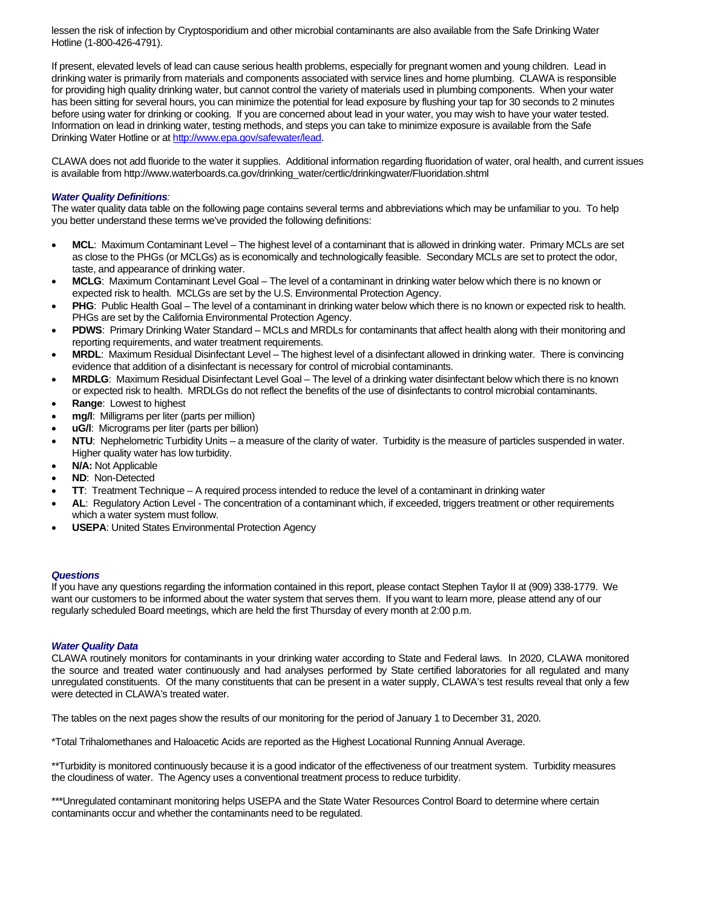lessen the risk of infection by Cryptosporidium and other microbial contaminants are also available from the Safe Drinking Water Hotline (1-800-426-4791).

If present, elevated levels of lead can cause serious health problems, especially for pregnant women and young children. Lead in drinking water is primarily from materials and components associated with service lines and home plumbing. CLAWA is responsible for providing high quality drinking water, but cannot control the variety of materials used in plumbing components. When your water has been sitting for several hours, you can minimize the potential for lead exposure by flushing your tap for 30 seconds to 2 minutes before using water for drinking or cooking. If you are concerned about lead in your water, you may wish to have your water tested. Information on lead in drinking water, testing methods, and steps you can take to minimize exposure is available from the Safe Drinking Water Hotline or at http://www.epa.gov/safewater/lead.

CLAWA does not add fluoride to the water it supplies. Additional information regarding fluoridation of water, oral health, and current issues is available from http://www.waterboards.ca.gov/drinking_water/certlic/drinkingwater/Fluoridation.shtml

### *Water Quality Definitions:*

The water quality data table on the following page contains several terms and abbreviations which may be unfamiliar to you. To help you better understand these terms we've provided the following definitions:

- **MCL**: Maximum Contaminant Level – The highest level of a contaminant that is allowed in drinking water. Primary MCLs are set as close to the PHGs (or MCLGs) as is economically and technologically feasible. Secondary MCLs are set to protect the odor, taste, and appearance of drinking water.
- **MCLG**: Maximum Contaminant Level Goal – The level of a contaminant in drinking water below which there is no known or expected risk to health. MCLGs are set by the U.S. Environmental Protection Agency.
- **PHG**: Public Health Goal – The level of a contaminant in drinking water below which there is no known or expected risk to health. PHGs are set by the California Environmental Protection Agency.
- **PDWS**: Primary Drinking Water Standard – MCLs and MRDLs for contaminants that affect health along with their monitoring and reporting requirements, and water treatment requirements.
- **MRDL**: Maximum Residual Disinfectant Level – The highest level of a disinfectant allowed in drinking water. There is convincing evidence that addition of a disinfectant is necessary for control of microbial contaminants.
- **MRDLG**: Maximum Residual Disinfectant Level Goal – The level of a drinking water disinfectant below which there is no known or expected risk to health. MRDLGs do not reflect the benefits of the use of disinfectants to control microbial contaminants.
- **Range**: Lowest to highest
- **mg/l**: Milligrams per liter (parts per million)
- **uG/l**: Micrograms per liter (parts per billion)
- **NTU**: Nephelometric Turbidity Units – a measure of the clarity of water. Turbidity is the measure of particles suspended in water. Higher quality water has low turbidity.
- **N/A:** Not Applicable
- **ND**: Non-Detected
- **TT**: Treatment Technique – A required process intended to reduce the level of a contaminant in drinking water
- **AL**: Regulatory Action Level - The concentration of a contaminant which, if exceeded, triggers treatment or other requirements which a water system must follow.
- **USEPA**: United States Environmental Protection Agency

### *Questions*

If you have any questions regarding the information contained in this report, please contact Stephen Taylor II at (909) 338-1779. We want our customers to be informed about the water system that serves them. If you want to learn more, please attend any of our regularly scheduled Board meetings, which are held the first Thursday of every month at 2:00 p.m.

### *Water Quality Data*

CLAWA routinely monitors for contaminants in your drinking water according to State and Federal laws. In 2020, CLAWA monitored the source and treated water continuously and had analyses performed by State certified laboratories for all regulated and many unregulated constituents. Of the many constituents that can be present in a water supply, CLAWA's test results reveal that only a few were detected in CLAWA's treated water.

The tables on the next pages show the results of our monitoring for the period of January 1 to December 31, 2020.

*Total Trihalomethanes and Haloacetic Acids are reported as the Highest Locational Running Annual Average.

**Turbidity is monitored continuously because it is a good indicator of the effectiveness of our treatment system. Turbidity measures the cloudiness of water. The Agency uses a conventional treatment process to reduce turbidity.

***Unregulated contaminant monitoring helps USEPA and the State Water Resources Control Board to determine where certain contaminants occur and whether the contaminants need to be regulated.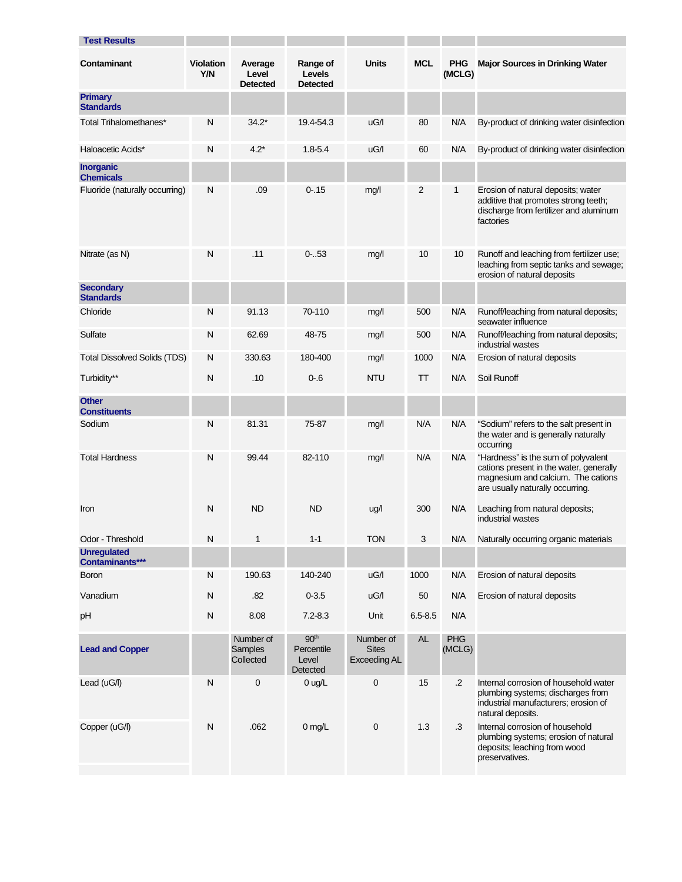| Test Results | | | | | | | |
|---|---|---|---|---|---|---|---|
| **Contaminant** | **Violation Y/N** | **Average Level Detected** | **Range of Levels Detected** | **Units** | **MCL** | **PHG (MCLG)** | **Major Sources in Drinking Water** |
| **Primary Standards** | | | | | | | |
| Total Trihalomethanes* | N | 34.2* | 19.4-54.3 | uG/l | 80 | N/A | By-product of drinking water disinfection |
| Haloacetic Acids* | N | 4.2* | 1.8-5.4 | uG/l | 60 | N/A | By-product of drinking water disinfection |
| **Inorganic Chemicals** | | | | | | | |
| Fluoride (naturally occurring) | N | .09 | 0-.15 | mg/l | 2 | 1 | Erosion of natural deposits; water additive that promotes strong teeth; discharge from fertilizer and aluminum factories |
| Nitrate (as N) | N | .11 | 0-..53 | mg/l | 10 | 10 | Runoff and leaching from fertilizer use; leaching from septic tanks and sewage; erosion of natural deposits |
| **Secondary Standards** | | | | | | | |
| Chloride | N | 91.13 | 70-110 | mg/l | 500 | N/A | Runoff/leaching from natural deposits; seawater influence |
| Sulfate | N | 62.69 | 48-75 | mg/l | 500 | N/A | Runoff/leaching from natural deposits; industrial wastes |
| Total Dissolved Solids (TDS) | N | 330.63 | 180-400 | mg/l | 1000 | N/A | Erosion of natural deposits |
| Turbidity** | N | .10 | 0-.6 | NTU | TT | N/A | Soil Runoff |
| **Other Constituents** | | | | | | | |
| Sodium | N | 81.31 | 75-87 | mg/l | N/A | N/A | "Sodium" refers to the salt present in the water and is generally naturally occurring |
| Total Hardness | N | 99.44 | 82-110 | mg/l | N/A | N/A | "Hardness" is the sum of polyvalent cations present in the water, generally magnesium and calcium. The cations are usually naturally occurring. |
| Iron | N | ND | ND | ug/l | 300 | N/A | Leaching from natural deposits; industrial wastes |
| Odor - Threshold | N | 1 | 1-1 | TON | 3 | N/A | Naturally occurring organic materials |
| **Unregulated Contaminants***** | | | | | | | |
| Boron | N | 190.63 | 140-240 | uG/l | 1000 | N/A | Erosion of natural deposits |
| Vanadium | N | .82 | 0-3.5 | uG/l | 50 | N/A | Erosion of natural deposits |
| pH | N | 8.08 | 7.2-8.3 | Unit | 6.5-8.5 | N/A | |
| **Lead and Copper** | | Number of Samples Collected | 90th Percentile Level Detected | Number of Sites Exceeding AL | AL | PHG (MCLG) | |
| Lead (uG/l) | N | 0 | 0 ug/L | 0 | 15 | .2 | Internal corrosion of household water plumbing systems; discharges from industrial manufacturers; erosion of natural deposits. |
| Copper (uG/l) | N | .062 | 0 mg/L | 0 | 1.3 | .3 | Internal corrosion of household plumbing systems; erosion of natural deposits; leaching from wood preservatives. |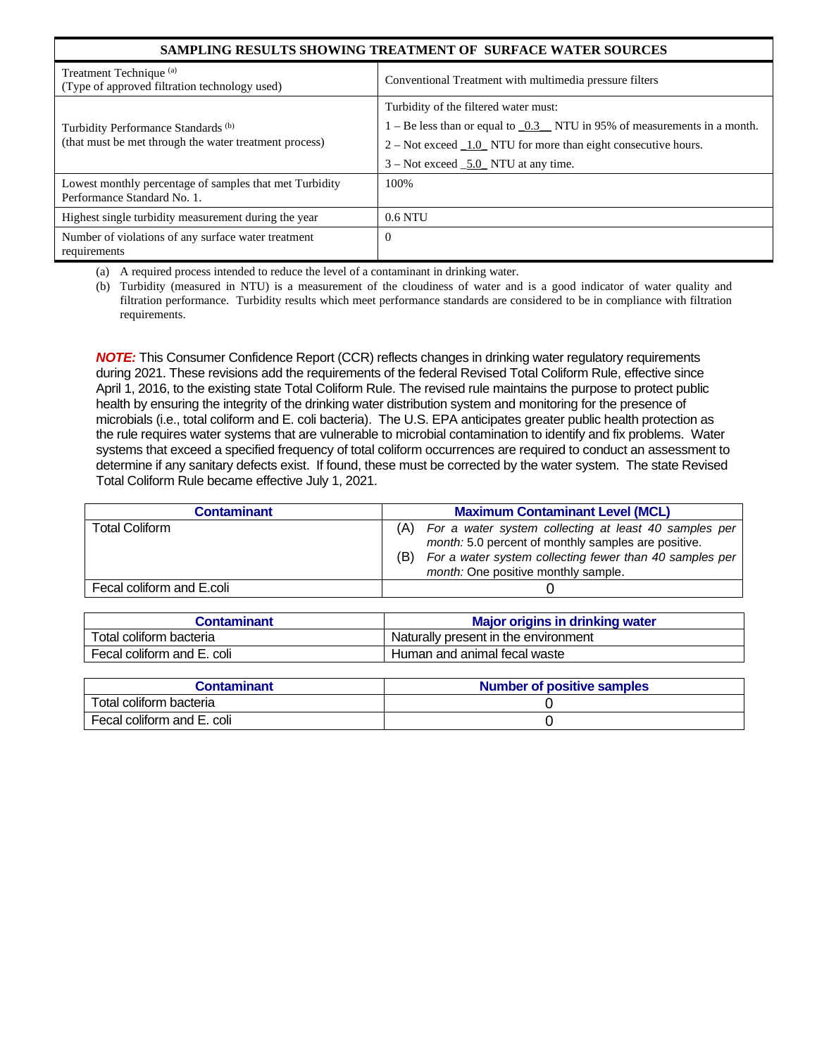| SAMPLING RESULTS SHOWING TREATMENT OF SURFACE WATER SOURCES | |
|---|---|
| Treatment Technique [(a)] (Type of approved filtration technology used) | Conventional Treatment with multimedia pressure filters |
| Turbidity Performance Standards [(b)] (that must be met through the water treatment process) | Turbidity of the filtered water must: 1 – Be less than or equal to 0.3 NTU in 95% of measurements in a month. 2 – Not exceed 1.0 NTU for more than eight consecutive hours. 3 – Not exceed 5.0 NTU at any time. |
| Lowest monthly percentage of samples that met Turbidity Performance Standard No. 1. | 100% |
| Highest single turbidity measurement during the year | 0.6 NTU |
| Number of violations of any surface water treatment requirements | 0 |

(a) A required process intended to reduce the level of a contaminant in drinking water.

(b) Turbidity (measured in NTU) is a measurement of the cloudiness of water and is a good indicator of water quality and filtration performance. Turbidity results which meet performance standards are considered to be in compliance with filtration requirements.

***NOTE:*** This Consumer Confidence Report (CCR) reflects changes in drinking water regulatory requirements during 2021. These revisions add the requirements of the federal Revised Total Coliform Rule, effective since April 1, 2016, to the existing state Total Coliform Rule. The revised rule maintains the purpose to protect public health by ensuring the integrity of the drinking water distribution system and monitoring for the presence of microbials (i.e., total coliform and E. coli bacteria). The U.S. EPA anticipates greater public health protection as the rule requires water systems that are vulnerable to microbial contamination to identify and fix problems. Water systems that exceed a specified frequency of total coliform occurrences are required to conduct an assessment to determine if any sanitary defects exist. If found, these must be corrected by the water system. The state Revised Total Coliform Rule became effective July 1, 2021.

| Contaminant | Maximum Contaminant Level (MCL) |
|---|---|
| Total Coliform | (A) *For a water system collecting at least 40 samples per month:* 5.0 percent of monthly samples are positive. (B) *For a water system collecting fewer than 40 samples per month:* One positive monthly sample. |
| Fecal coliform and E.coli | 0 |

| Contaminant | Major origins in drinking water |
|---|---|
| Total coliform bacteria | Naturally present in the environment |
| Fecal coliform and E. coli | Human and animal fecal waste |

| Contaminant | Number of positive samples |
|---|---|
| Total coliform bacteria | 0 |
| Fecal coliform and E. coli | 0 |